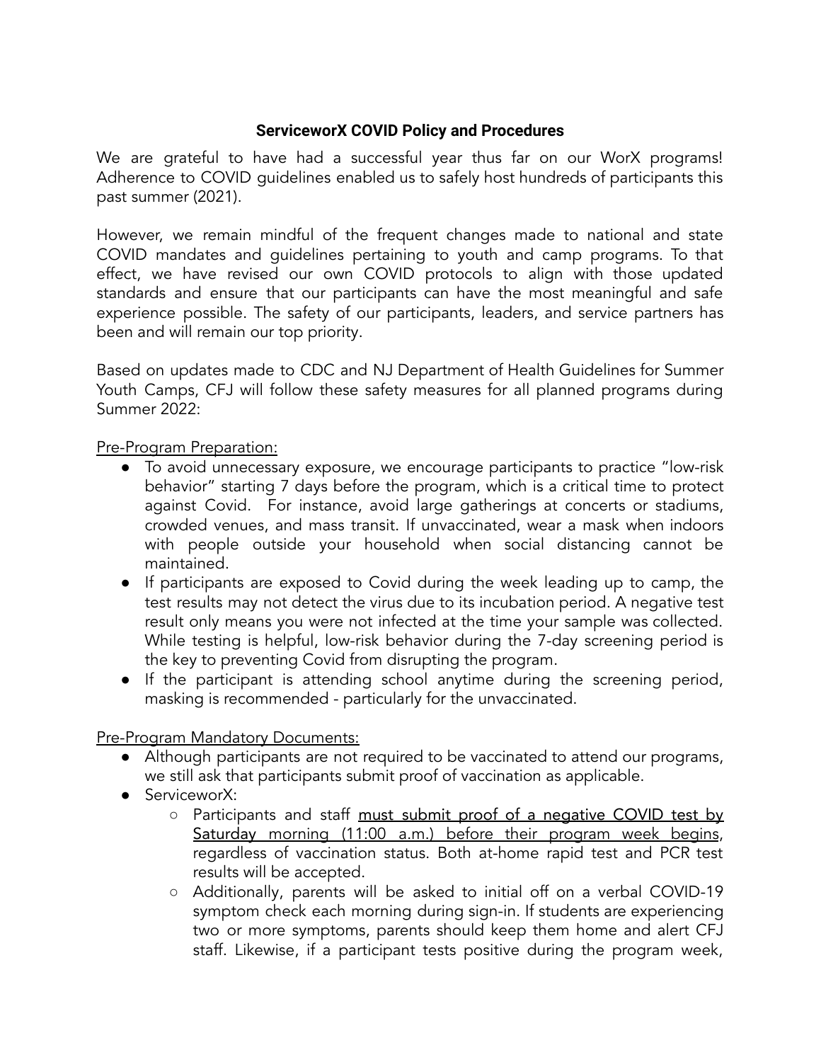## ServiceworX COVID Policy and Procedures

We are grateful to have had a successful year thus far on our WorX programs! Adherence to COVID guidelines enabled us to safely host hundreds of participants this past summer (2021).

However, we remain mindful of the frequent changes made to national and state COVID mandates and guidelines pertaining to youth and camp programs. To that effect, we have revised our own COVID protocols to align with those updated standards and ensure that our participants can have the most meaningful and safe experience possible. The safety of our participants, leaders, and service partners has been and will remain our top priority.

Based on updates made to CDC and NJ Department of Health Guidelines for Summer Youth Camps, CFJ will follow these safety measures for all planned programs during Summer 2022:

Pre-Program Preparation:

- To avoid unnecessary exposure, we encourage participants to practice "low-risk behavior" starting 7 days before the program, which is a critical time to protect against Covid. For instance, avoid large gatherings at concerts or stadiums, crowded venues, and mass transit. If unvaccinated, wear a mask when indoors with people outside your household when social distancing cannot be maintained.
- If participants are exposed to Covid during the week leading up to camp, the test results may not detect the virus due to its incubation period. A negative test result only means you were not infected at the time your sample was collected. While testing is helpful, low-risk behavior during the 7-day screening period is the key to preventing Covid from disrupting the program.
- If the participant is attending school anytime during the screening period, masking is recommended - particularly for the unvaccinated.

Pre-Program Mandatory Documents:

- Although participants are not required to be vaccinated to attend our programs, we still ask that participants submit proof of vaccination as applicable.
- ServiceworX:
  - Participants and staff must submit proof of a negative COVID test by Saturday morning (11:00 a.m.) before their program week begins, regardless of vaccination status. Both at-home rapid test and PCR test results will be accepted.
  - Additionally, parents will be asked to initial off on a verbal COVID-19 symptom check each morning during sign-in. If students are experiencing two or more symptoms, parents should keep them home and alert CFJ staff. Likewise, if a participant tests positive during the program week,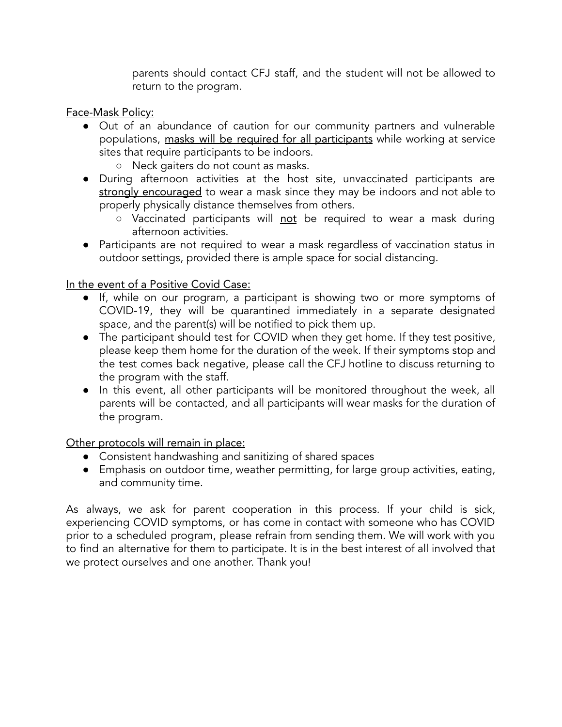parents should contact CFJ staff, and the student will not be allowed to return to the program.

<u>Face-Mask Policy:</u>

- Out of an abundance of caution for our community partners and vulnerable populations, <u>masks will be required for all participants</u> while working at service sites that require participants to be indoors.
    - Neck gaiters do not count as masks.
- During afternoon activities at the host site, unvaccinated participants are <u>strongly encouraged</u> to wear a mask since they may be indoors and not able to properly physically distance themselves from others.
    - Vaccinated participants will <u>not</u> be required to wear a mask during afternoon activities.
- Participants are not required to wear a mask regardless of vaccination status in outdoor settings, provided there is ample space for social distancing.

<u>In the event of a Positive Covid Case:</u>

- If, while on our program, a participant is showing two or more symptoms of COVID-19, they will be quarantined immediately in a separate designated space, and the parent(s) will be notified to pick them up.
- The participant should test for COVID when they get home. If they test positive, please keep them home for the duration of the week. If their symptoms stop and the test comes back negative, please call the CFJ hotline to discuss returning to the program with the staff.
- In this event, all other participants will be monitored throughout the week, all parents will be contacted, and all participants will wear masks for the duration of the program.

<u>Other protocols will remain in place:</u>

- Consistent handwashing and sanitizing of shared spaces
- Emphasis on outdoor time, weather permitting, for large group activities, eating, and community time.

As always, we ask for parent cooperation in this process. If your child is sick, experiencing COVID symptoms, or has come in contact with someone who has COVID prior to a scheduled program, please refrain from sending them. We will work with you to find an alternative for them to participate. It is in the best interest of all involved that we protect ourselves and one another. Thank you!